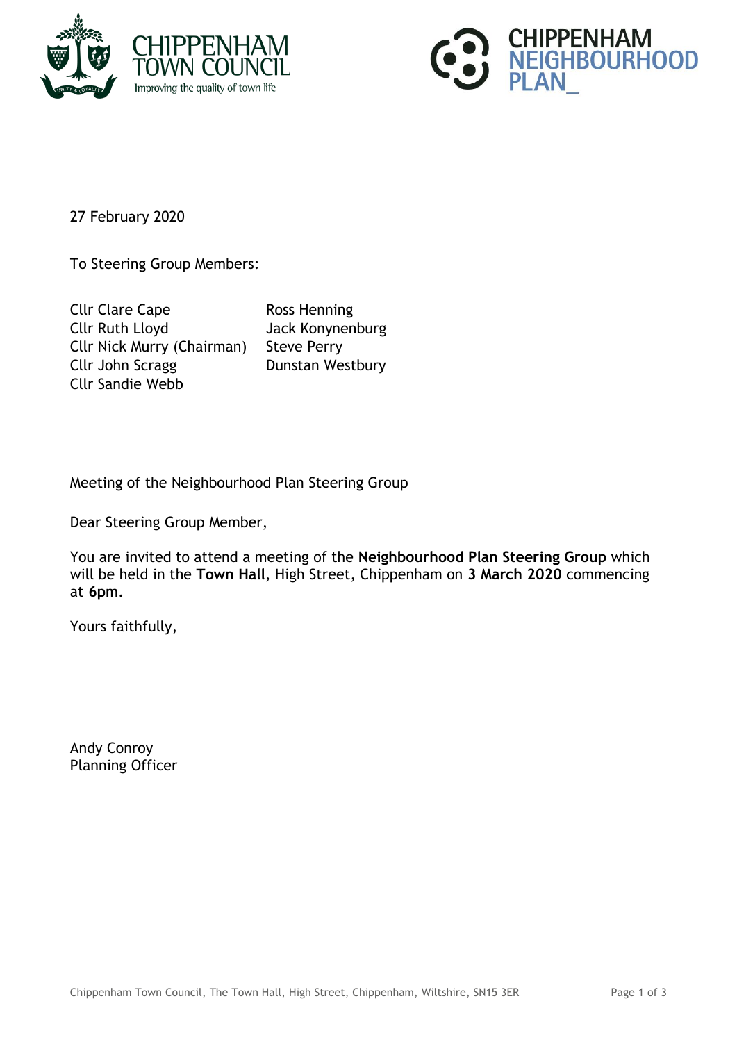27 February 2020

To Steering Group Members:

| | |
|---|---|
| Cllr Clare Cape | Ross Henning |
| Cllr Ruth Lloyd | Jack Konynenburg |
| Cllr Nick Murry (Chairman) | Steve Perry |
| Cllr John Scragg | Dunstan Westbury |
| Cllr Sandie Webb | |

Meeting of the Neighbourhood Plan Steering Group

Dear Steering Group Member,

You are invited to attend a meeting of the **Neighbourhood Plan Steering Group** which will be held in the **Town Hall**, High Street, Chippenham on **3 March 2020** commencing at **6pm.**

Yours faithfully,

Andy Conroy
Planning Officer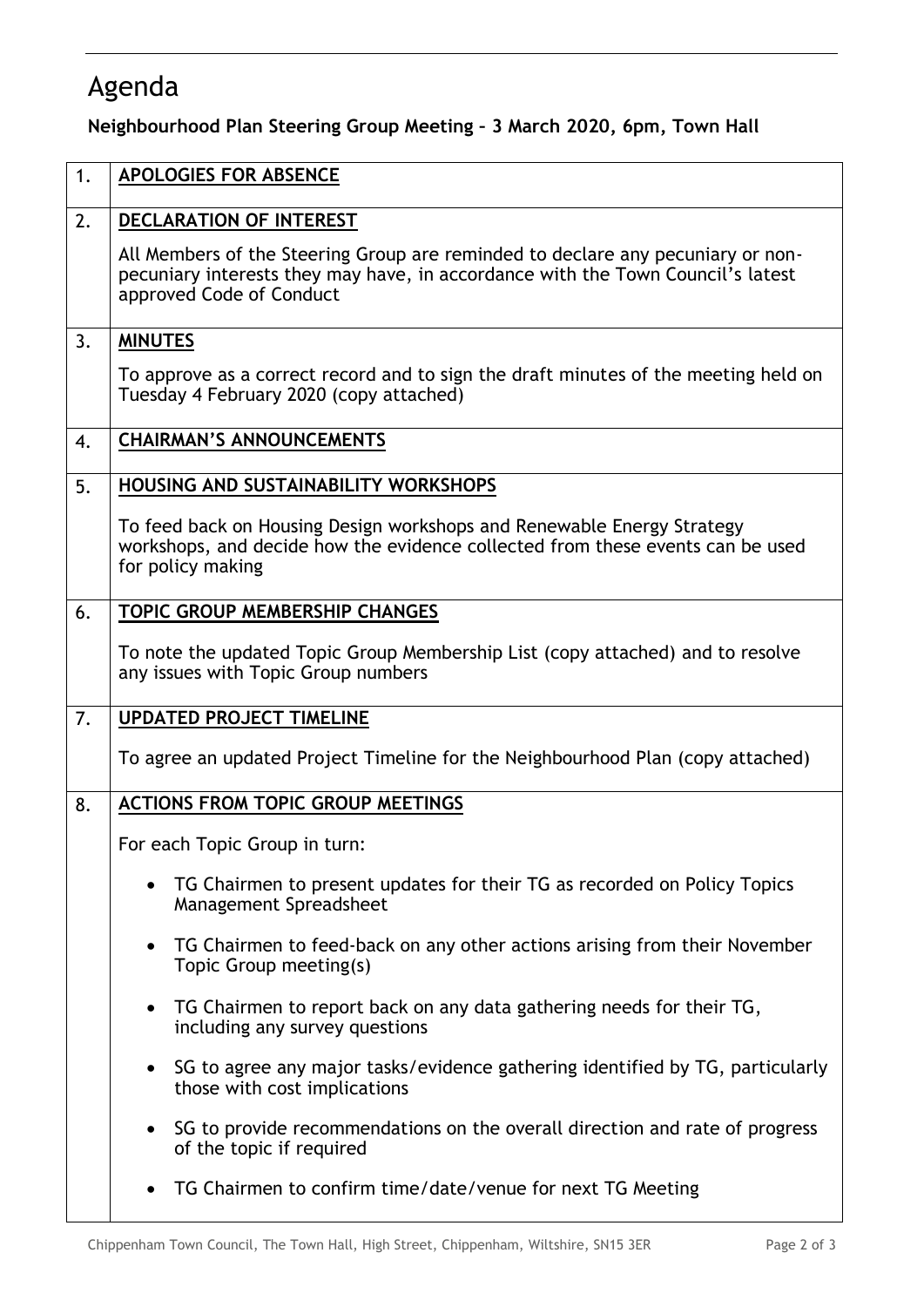# Agenda

**Neighbourhood Plan Steering Group Meeting – 3 March 2020, 6pm, Town Hall**

| | |
|---|---|
| 1. | **APOLOGIES FOR ABSENCE** |
| 2. | **DECLARATION OF INTEREST**<br><br>All Members of the Steering Group are reminded to declare any pecuniary or non-pecuniary interests they may have, in accordance with the Town Council's latest approved Code of Conduct |
| 3. | **MINUTES**<br><br>To approve as a correct record and to sign the draft minutes of the meeting held on Tuesday 4 February 2020 (copy attached) |
| 4. | **CHAIRMAN'S ANNOUNCEMENTS** |
| 5. | **HOUSING AND SUSTAINABILITY WORKSHOPS**<br><br>To feed back on Housing Design workshops and Renewable Energy Strategy workshops, and decide how the evidence collected from these events can be used for policy making |
| 6. | **TOPIC GROUP MEMBERSHIP CHANGES**<br><br>To note the updated Topic Group Membership List (copy attached) and to resolve any issues with Topic Group numbers |
| 7. | **UPDATED PROJECT TIMELINE**<br><br>To agree an updated Project Timeline for the Neighbourhood Plan (copy attached) |
| 8. | **ACTIONS FROM TOPIC GROUP MEETINGS**<br><br>For each Topic Group in turn:<br><br>• TG Chairmen to present updates for their TG as recorded on Policy Topics Management Spreadsheet<br><br>• TG Chairmen to feed-back on any other actions arising from their November Topic Group meeting(s)<br><br>• TG Chairmen to report back on any data gathering needs for their TG, including any survey questions<br><br>• SG to agree any major tasks/evidence gathering identified by TG, particularly those with cost implications<br><br>• SG to provide recommendations on the overall direction and rate of progress of the topic if required<br><br>• TG Chairmen to confirm time/date/venue for next TG Meeting |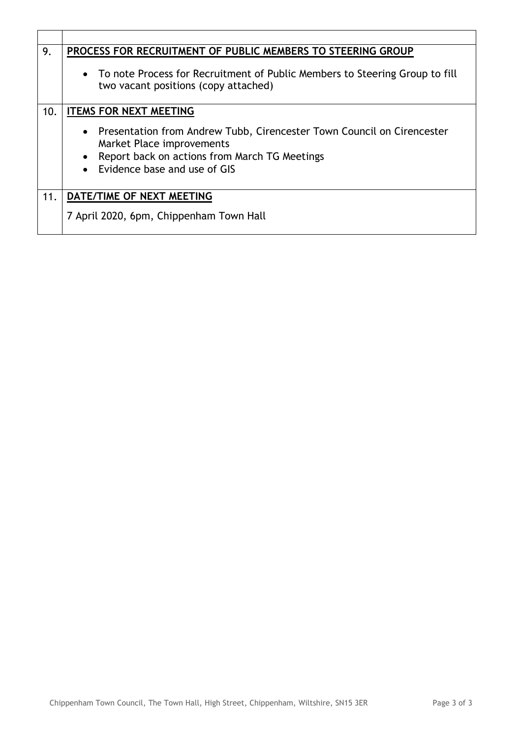| | |
|---|---|
| 9. | **PROCESS FOR RECRUITMENT OF PUBLIC MEMBERS TO STEERING GROUP**<br>• To note Process for Recruitment of Public Members to Steering Group to fill two vacant positions (copy attached) |
| 10. | **ITEMS FOR NEXT MEETING**<br>• Presentation from Andrew Tubb, Cirencester Town Council on Cirencester Market Place improvements<br>• Report back on actions from March TG Meetings<br>• Evidence base and use of GIS |
| 11. | **DATE/TIME OF NEXT MEETING**<br>7 April 2020, 6pm, Chippenham Town Hall |